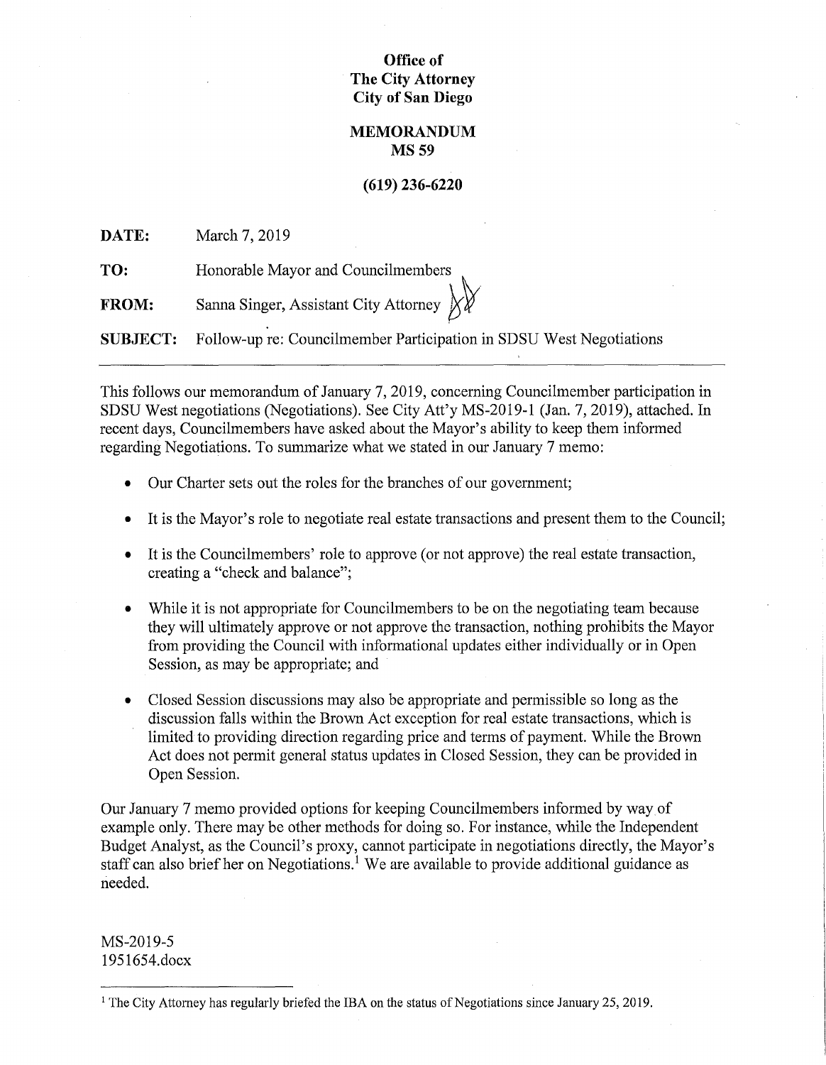**Office of**
**The City Attorney**
**City of San Diego**

**MEMORANDUM**
**MS 59**

**(619) 236-6220**

| | |
|---|---|
| **DATE:** | March 7, 2019 |
| **TO:** | Honorable Mayor and Councilmembers |
| **FROM:** | Sanna Singer, Assistant City Attorney |
| **SUBJECT:** | Follow-up re: Councilmember Participation in SDSU West Negotiations |

---

This follows our memorandum of January 7, 2019, concerning Councilmember participation in SDSU West negotiations (Negotiations). See City Att'y MS-2019-1 (Jan. 7, 2019), attached. In recent days, Councilmembers have asked about the Mayor's ability to keep them informed regarding Negotiations. To summarize what we stated in our January 7 memo:

- Our Charter sets out the roles for the branches of our government;
- It is the Mayor's role to negotiate real estate transactions and present them to the Council;
- It is the Councilmembers' role to approve (or not approve) the real estate transaction, creating a "check and balance";
- While it is not appropriate for Councilmembers to be on the negotiating team because they will ultimately approve or not approve the transaction, nothing prohibits the Mayor from providing the Council with informational updates either individually or in Open Session, as may be appropriate; and
- Closed Session discussions may also be appropriate and permissible so long as the discussion falls within the Brown Act exception for real estate transactions, which is limited to providing direction regarding price and terms of payment. While the Brown Act does not permit general status updates in Closed Session, they can be provided in Open Session.

Our January 7 memo provided options for keeping Councilmembers informed by way of example only. There may be other methods for doing so. For instance, while the Independent Budget Analyst, as the Council's proxy, cannot participate in negotiations directly, the Mayor's staff can also brief her on Negotiations.[1] We are available to provide additional guidance as needed.

MS-2019-5
1951654.docx

---

[1] The City Attorney has regularly briefed the IBA on the status of Negotiations since January 25, 2019.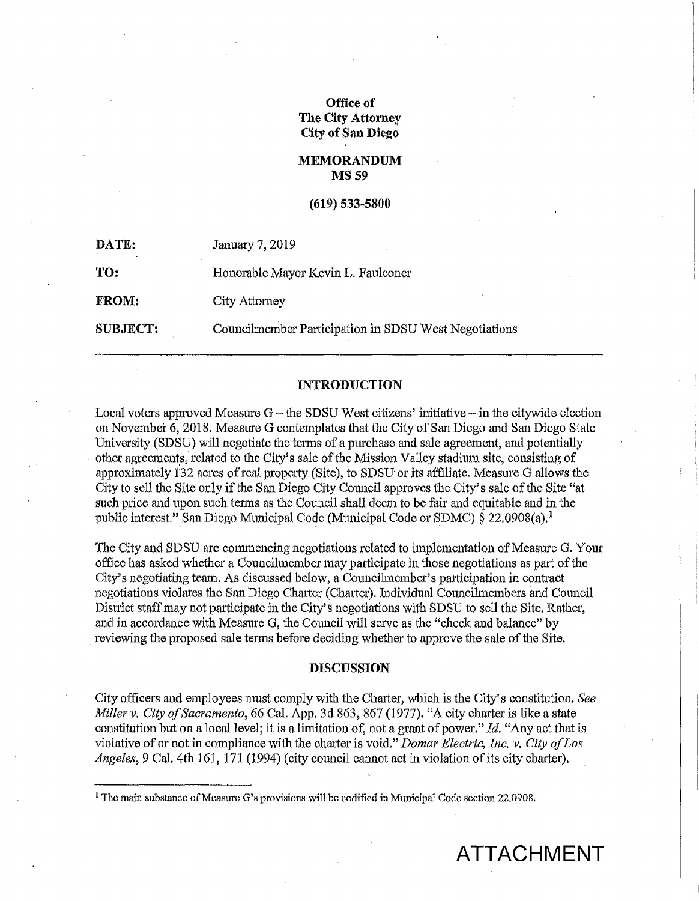**Office of**
**The City Attorney**
**City of San Diego**

**MEMORANDUM**
**MS 59**

**(619) 533-5800**

| | |
|---|---|
| **DATE:** | January 7, 2019 |
| **TO:** | Honorable Mayor Kevin L. Faulconer |
| **FROM:** | City Attorney |
| **SUBJECT:** | Councilmember Participation in SDSU West Negotiations |

## INTRODUCTION

Local voters approved Measure G – the SDSU West citizens' initiative – in the citywide election on November 6, 2018. Measure G contemplates that the City of San Diego and San Diego State University (SDSU) will negotiate the terms of a purchase and sale agreement, and potentially other agreements, related to the City's sale of the Mission Valley stadium site, consisting of approximately 132 acres of real property (Site), to SDSU or its affiliate. Measure G allows the City to sell the Site only if the San Diego City Council approves the City's sale of the Site "at such price and upon such terms as the Council shall deem to be fair and equitable and in the public interest." San Diego Municipal Code (Municipal Code or SDMC) § 22.0908(a).[1]

The City and SDSU are commencing negotiations related to implementation of Measure G. Your office has asked whether a Councilmember may participate in those negotiations as part of the City's negotiating team. As discussed below, a Councilmember's participation in contract negotiations violates the San Diego Charter (Charter). Individual Councilmembers and Council District staff may not participate in the City's negotiations with SDSU to sell the Site. Rather, and in accordance with Measure G, the Council will serve as the "check and balance" by reviewing the proposed sale terms before deciding whether to approve the sale of the Site.

## DISCUSSION

City officers and employees must comply with the Charter, which is the City's constitution. *See Miller v. City of Sacramento*, 66 Cal. App. 3d 863, 867 (1977). "A city charter is like a state constitution but on a local level; it is a limitation of, not a grant of power." *Id.* "Any act that is violative of or not in compliance with the charter is void." *Domar Electric, Inc. v. City of Los Angeles*, 9 Cal. 4th 161, 171 (1994) (city council cannot act in violation of its city charter).

[1] The main substance of Measure G's provisions will be codified in Municipal Code section 22.0908.

ATTACHMENT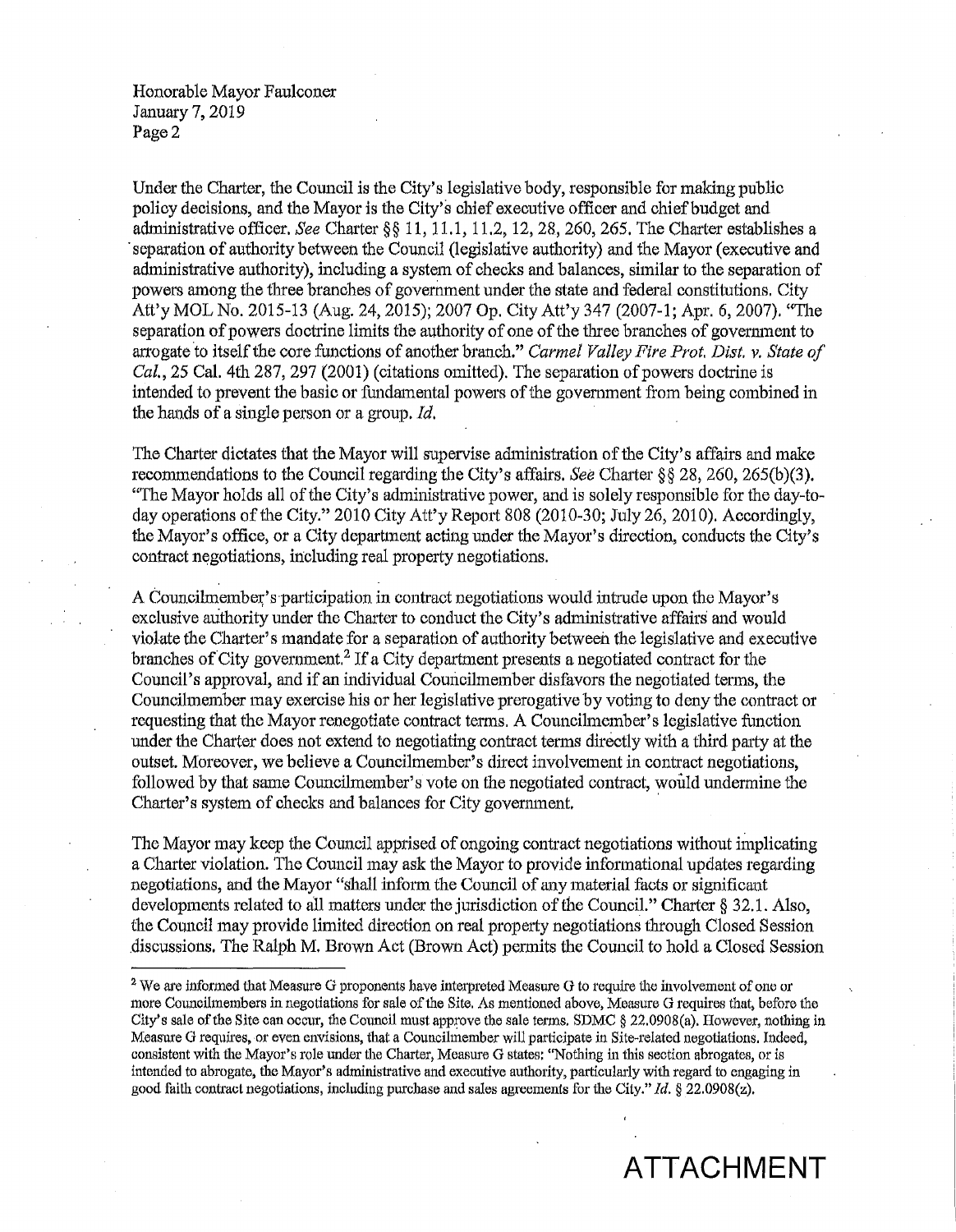Under the Charter, the Council is the City's legislative body, responsible for making public policy decisions, and the Mayor is the City's chief executive officer and chief budget and administrative officer. *See* Charter §§ 11, 11.1, 11.2, 12, 28, 260, 265. The Charter establishes a separation of authority between the Council (legislative authority) and the Mayor (executive and administrative authority), including a system of checks and balances, similar to the separation of powers among the three branches of government under the state and federal constitutions. City Att'y MOL No. 2015-13 (Aug. 24, 2015); 2007 Op. City Att'y 347 (2007-1; Apr. 6, 2007). "The separation of powers doctrine limits the authority of one of the three branches of government to arrogate to itself the core functions of another branch." *Carmel Valley Fire Prot. Dist. v. State of Cal.*, 25 Cal. 4th 287, 297 (2001) (citations omitted). The separation of powers doctrine is intended to prevent the basic or fundamental powers of the government from being combined in the hands of a single person or a group. *Id.*

The Charter dictates that the Mayor will supervise administration of the City's affairs and make recommendations to the Council regarding the City's affairs. *See* Charter §§ 28, 260, 265(b)(3). "The Mayor holds all of the City's administrative power, and is solely responsible for the day-to-day operations of the City." 2010 City Att'y Report 808 (2010-30; July 26, 2010). Accordingly, the Mayor's office, or a City department acting under the Mayor's direction, conducts the City's contract negotiations, including real property negotiations.

A Councilmember's participation in contract negotiations would intrude upon the Mayor's exclusive authority under the Charter to conduct the City's administrative affairs and would violate the Charter's mandate for a separation of authority between the legislative and executive branches of City government.[2] If a City department presents a negotiated contract for the Council's approval, and if an individual Councilmember disfavors the negotiated terms, the Councilmember may exercise his or her legislative prerogative by voting to deny the contract or requesting that the Mayor renegotiate contract terms. A Councilmember's legislative function under the Charter does not extend to negotiating contract terms directly with a third party at the outset. Moreover, we believe a Councilmember's direct involvement in contract negotiations, followed by that same Councilmember's vote on the negotiated contract, would undermine the Charter's system of checks and balances for City government.

The Mayor may keep the Council apprised of ongoing contract negotiations without implicating a Charter violation. The Council may ask the Mayor to provide informational updates regarding negotiations, and the Mayor "shall inform the Council of any material facts or significant developments related to all matters under the jurisdiction of the Council." Charter § 32.1. Also, the Council may provide limited direction on real property negotiations through Closed Session discussions. The Ralph M. Brown Act (Brown Act) permits the Council to hold a Closed Session

---

[2] We are informed that Measure G proponents have interpreted Measure G to require the involvement of one or more Councilmembers in negotiations for sale of the Site. As mentioned above, Measure G requires that, before the City's sale of the Site can occur, the Council must approve the sale terms. SDMC § 22.0908(a). However, nothing in Measure G requires, or even envisions, that a Councilmember will participate in Site-related negotiations. Indeed, consistent with the Mayor's role under the Charter, Measure G states: "Nothing in this section abrogates, or is intended to abrogate, the Mayor's administrative and executive authority, particularly with regard to engaging in good faith contract negotiations, including purchase and sales agreements for the City." *Id.* § 22.0908(z).

ATTACHMENT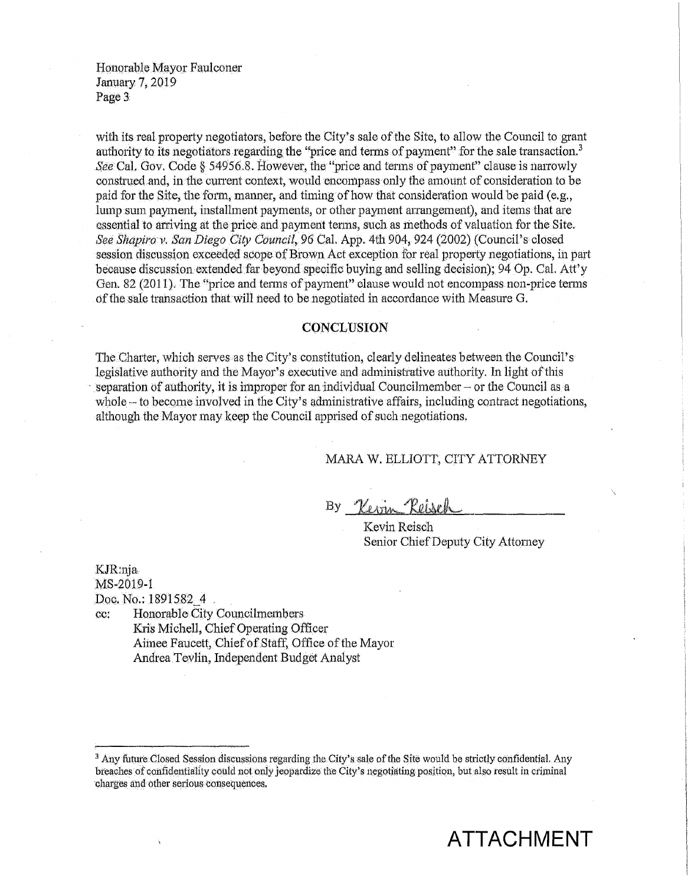with its real property negotiators, before the City's sale of the Site, to allow the Council to grant authority to its negotiators regarding the "price and terms of payment" for the sale transaction.[3] *See* Cal. Gov. Code § 54956.8. However, the "price and terms of payment" clause is narrowly construed and, in the current context, would encompass only the amount of consideration to be paid for the Site, the form, manner, and timing of how that consideration would be paid (e.g., lump sum payment, installment payments, or other payment arrangement), and items that are essential to arriving at the price and payment terms, such as methods of valuation for the Site. *See Shapiro v. San Diego City Council*, 96 Cal. App. 4th 904, 924 (2002) (Council's closed session discussion exceeded scope of Brown Act exception for real property negotiations, in part because discussion extended far beyond specific buying and selling decision); 94 Op. Cal. Att'y Gen. 82 (2011). The "price and terms of payment" clause would not encompass non-price terms of the sale transaction that will need to be negotiated in accordance with Measure G.

## CONCLUSION

The Charter, which serves as the City's constitution, clearly delineates between the Council's legislative authority and the Mayor's executive and administrative authority. In light of this separation of authority, it is improper for an individual Councilmember – or the Council as a whole – to become involved in the City's administrative affairs, including contract negotiations, although the Mayor may keep the Council apprised of such negotiations.

MARA W. ELLIOTT, CITY ATTORNEY

By *Kevin Reisch*

Kevin Reisch
Senior Chief Deputy City Attorney

KJR:nja
MS-2019-1
Doc. No.: 1891582_4

cc: Honorable City Councilmembers
Kris Michell, Chief Operating Officer
Aimee Faucett, Chief of Staff, Office of the Mayor
Andrea Tevlin, Independent Budget Analyst

---

[3] Any future Closed Session discussions regarding the City's sale of the Site would be strictly confidential. Any breaches of confidentiality could not only jeopardize the City's negotiating position, but also result in criminal charges and other serious consequences.

ATTACHMENT